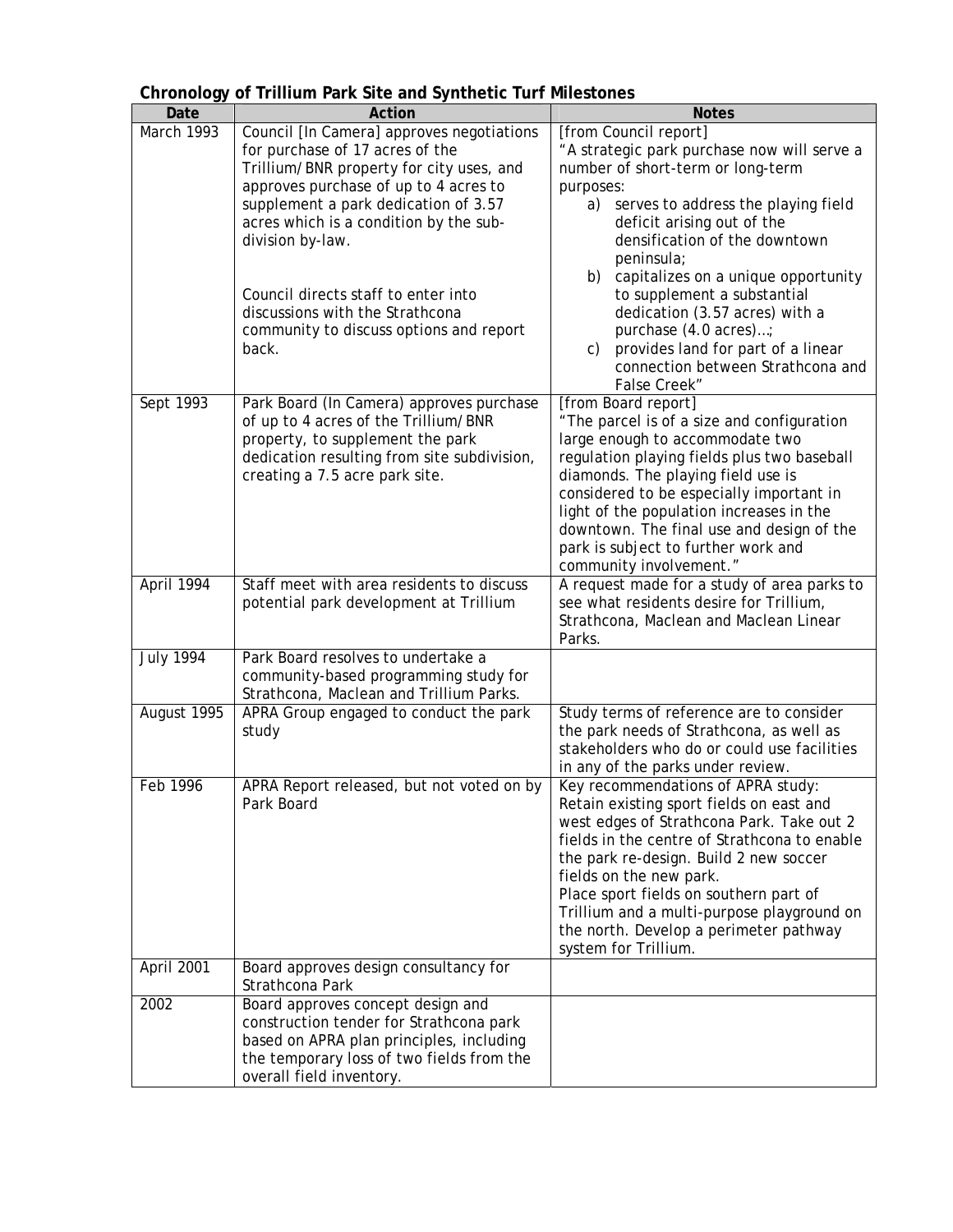**Chronology of Trillium Park Site and Synthetic Turf Milestones**

| Date | Action | Notes |
| --- | --- | --- |
| March 1993 | Council [In Camera] approves negotiations for purchase of 17 acres of the Trillium/BNR property for city uses, and approves purchase of up to 4 acres to supplement a park dedication of 3.57 acres which is a condition by the sub-division by-law.<br><br>Council directs staff to enter into discussions with the Strathcona community to discuss options and report back. | [from Council report]<br>"A strategic park purchase now will serve a number of short-term or long-term purposes:<br>a) serves to address the playing field deficit arising out of the densification of the downtown peninsula;<br>b) capitalizes on a unique opportunity to supplement a substantial dedication (3.57 acres) with a purchase (4.0 acres)…;<br>c) provides land for part of a linear connection between Strathcona and False Creek" |
| Sept 1993 | Park Board (In Camera) approves purchase of up to 4 acres of the Trillium/BNR property, to supplement the park dedication resulting from site subdivision, creating a 7.5 acre park site. | [from Board report]<br>"The parcel is of a size and configuration large enough to accommodate two regulation playing fields plus two baseball diamonds. The playing field use is considered to be especially important in light of the population increases in the downtown. The final use and design of the park is subject to further work and community involvement." |
| April 1994 | Staff meet with area residents to discuss potential park development at Trillium | A request made for a study of area parks to see what residents desire for Trillium, Strathcona, Maclean and Maclean Linear Parks. |
| July 1994 | Park Board resolves to undertake a community-based programming study for Strathcona, Maclean and Trillium Parks. | |
| August 1995 | APRA Group engaged to conduct the park study | Study terms of reference are to consider the park needs of Strathcona, as well as stakeholders who do or could use facilities in any of the parks under review. |
| Feb 1996 | APRA Report released, but not voted on by Park Board | Key recommendations of APRA study:<br>Retain existing sport fields on east and west edges of Strathcona Park. Take out 2 fields in the centre of Strathcona to enable the park re-design. Build 2 new soccer fields on the new park.<br>Place sport fields on southern part of Trillium and a multi-purpose playground on the north. Develop a perimeter pathway system for Trillium. |
| April 2001 | Board approves design consultancy for Strathcona Park | |
| 2002 | Board approves concept design and construction tender for Strathcona park based on APRA plan principles, including the temporary loss of two fields from the overall field inventory. | |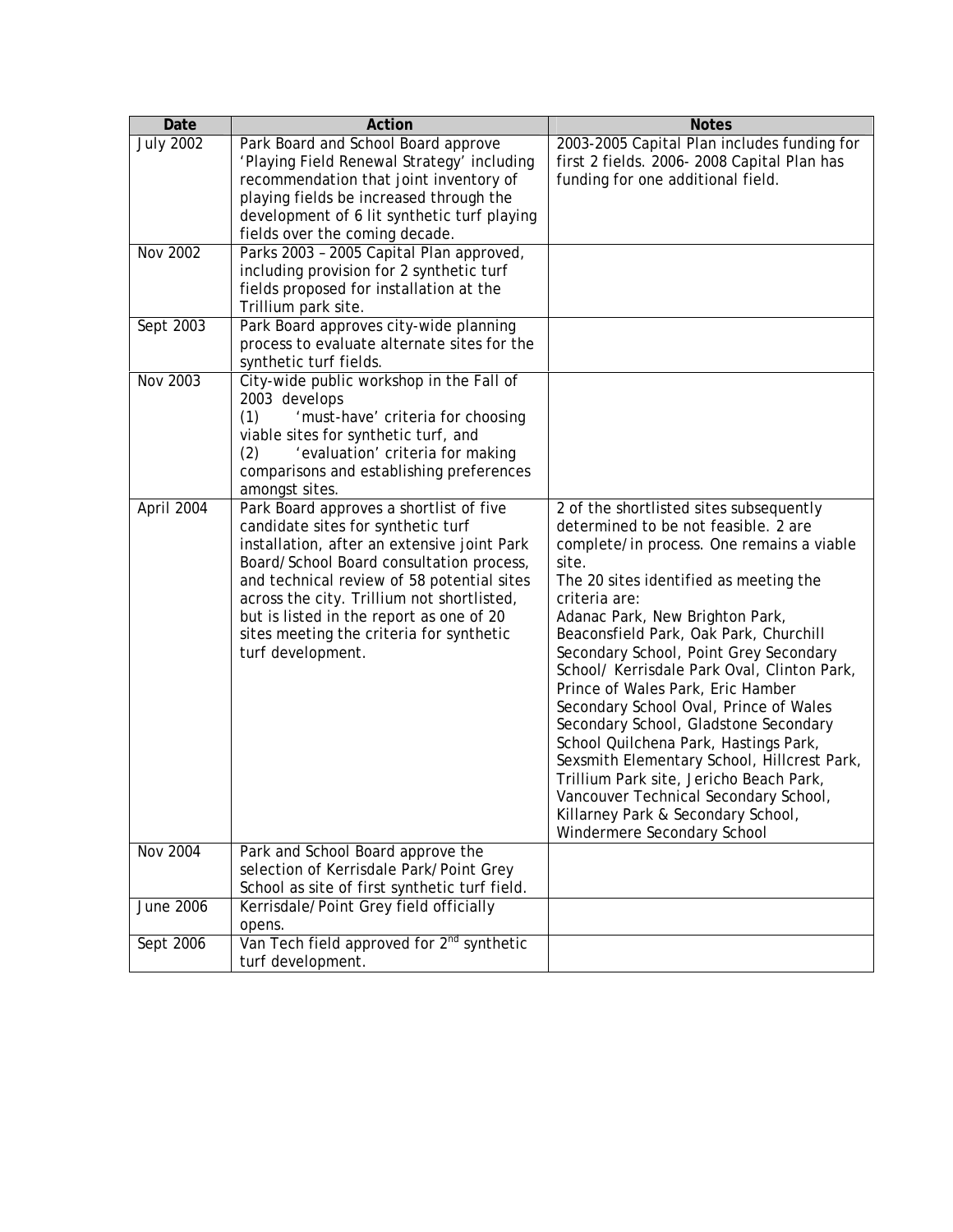| Date | Action | Notes |
|---|---|---|
| July 2002 | Park Board and School Board approve 'Playing Field Renewal Strategy' including recommendation that joint inventory of playing fields be increased through the development of 6 lit synthetic turf playing fields over the coming decade. | 2003-2005 Capital Plan includes funding for first 2 fields. 2006- 2008 Capital Plan has funding for one additional field. |
| Nov 2002 | Parks 2003 – 2005 Capital Plan approved, including provision for 2 synthetic turf fields proposed for installation at the Trillium park site. | |
| Sept 2003 | Park Board approves city-wide planning process to evaluate alternate sites for the synthetic turf fields. | |
| Nov 2003 | City-wide public workshop in the Fall of 2003 develops (1) 'must-have' criteria for choosing viable sites for synthetic turf, and (2) 'evaluation' criteria for making comparisons and establishing preferences amongst sites. | |
| April 2004 | Park Board approves a shortlist of five candidate sites for synthetic turf installation, after an extensive joint Park Board/School Board consultation process, and technical review of 58 potential sites across the city. Trillium not shortlisted, but is listed in the report as one of 20 sites meeting the criteria for synthetic turf development. | 2 of the shortlisted sites subsequently determined to be not feasible. 2 are complete/in process. One remains a viable site.<br>The 20 sites identified as meeting the criteria are:<br>Adanac Park, New Brighton Park, Beaconsfield Park, Oak Park, Churchill Secondary School, Point Grey Secondary School/ Kerrisdale Park Oval, Clinton Park, Prince of Wales Park, Eric Hamber Secondary School Oval, Prince of Wales Secondary School, Gladstone Secondary School Quilchena Park, Hastings Park, Sexsmith Elementary School, Hillcrest Park, Trillium Park site, Jericho Beach Park, Vancouver Technical Secondary School, Killarney Park & Secondary School, Windermere Secondary School |
| Nov 2004 | Park and School Board approve the selection of Kerrisdale Park/Point Grey School as site of first synthetic turf field. | |
| June 2006 | Kerrisdale/Point Grey field officially opens. | |
| Sept 2006 | Van Tech field approved for 2nd synthetic turf development. | |